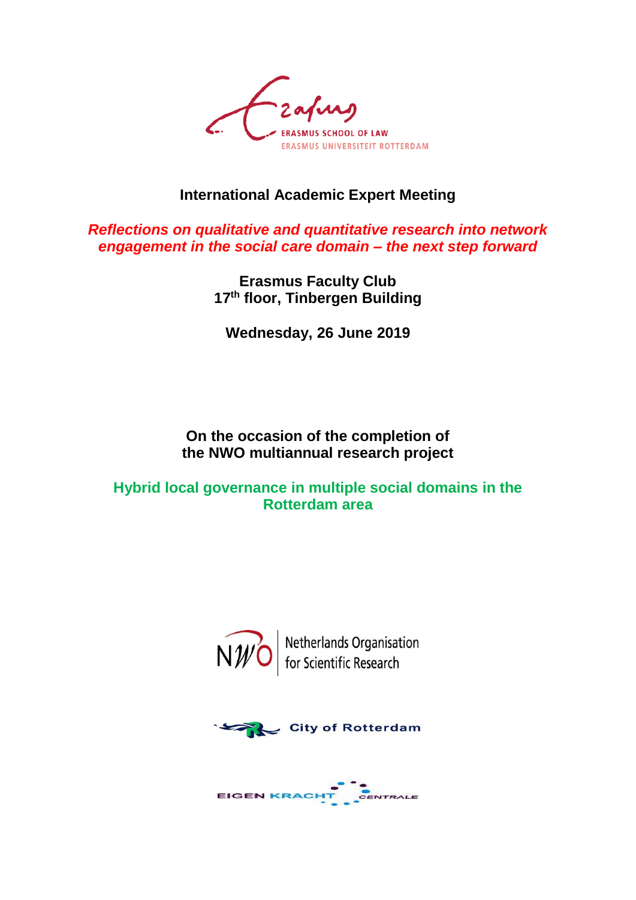ERASMUS SCHOOL OF LAW
ERASMUS UNIVERSITEIT ROTTERDAM

# International Academic Expert Meeting

## *Reflections on qualitative and quantitative research into network engagement in the social care domain – the next step forward*

**Erasmus Faculty Club**
**17th floor, Tinbergen Building**

**Wednesday, 26 June 2019**

**On the occasion of the completion of the NWO multiannual research project**

## Hybrid local governance in multiple social domains in the Rotterdam area

Netherlands Organisation for Scientific Research

City of Rotterdam

EIGEN KRACHT CENTRALE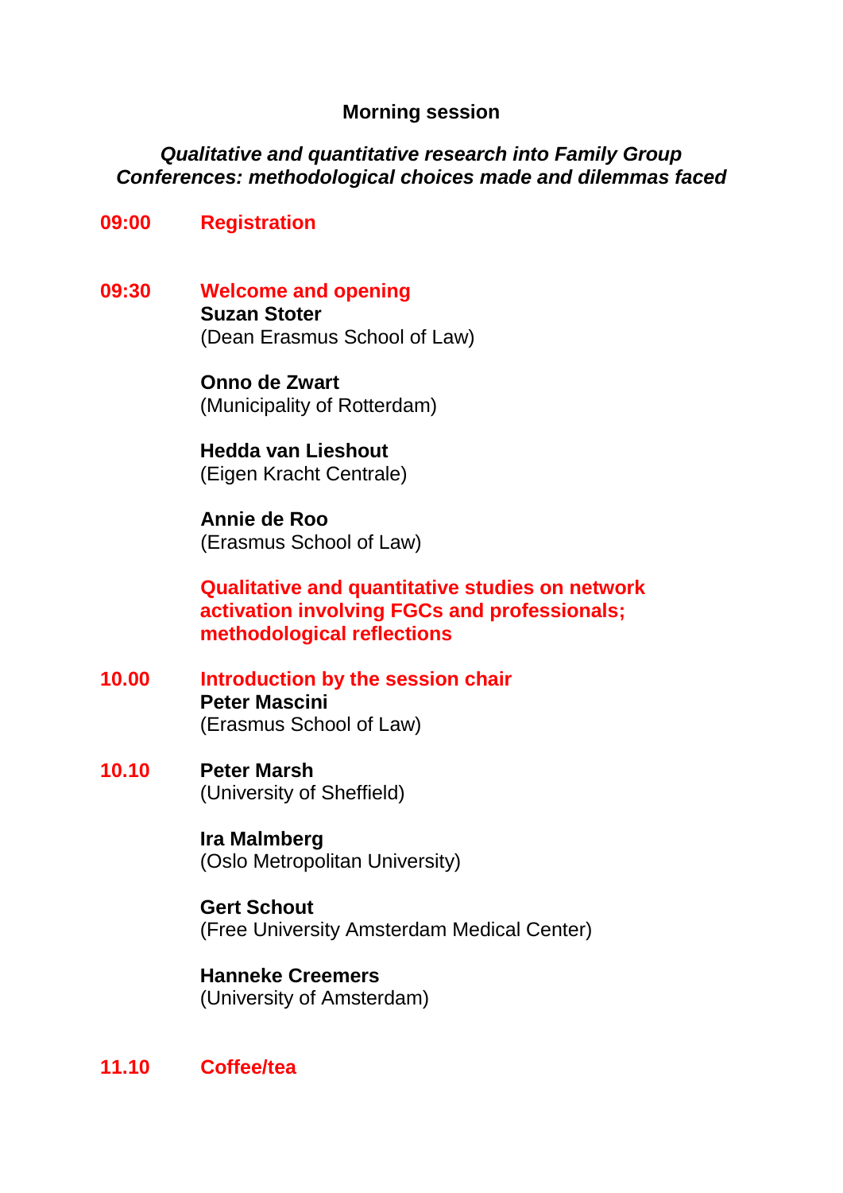## Morning session

***Qualitative and quantitative research into Family Group Conferences: methodological choices made and dilemmas faced***

**09:00** **Registration**

**09:30** **Welcome and opening**

**Suzan Stoter**
(Dean Erasmus School of Law)

**Onno de Zwart**
(Municipality of Rotterdam)

**Hedda van Lieshout**
(Eigen Kracht Centrale)

**Annie de Roo**
(Erasmus School of Law)

**Qualitative and quantitative studies on network activation involving FGCs and professionals; methodological reflections**

**10.00** **Introduction by the session chair**

**Peter Mascini**
(Erasmus School of Law)

**10.10** **Peter Marsh**
(University of Sheffield)

**Ira Malmberg**
(Oslo Metropolitan University)

**Gert Schout**
(Free University Amsterdam Medical Center)

**Hanneke Creemers**
(University of Amsterdam)

**11.10** **Coffee/tea**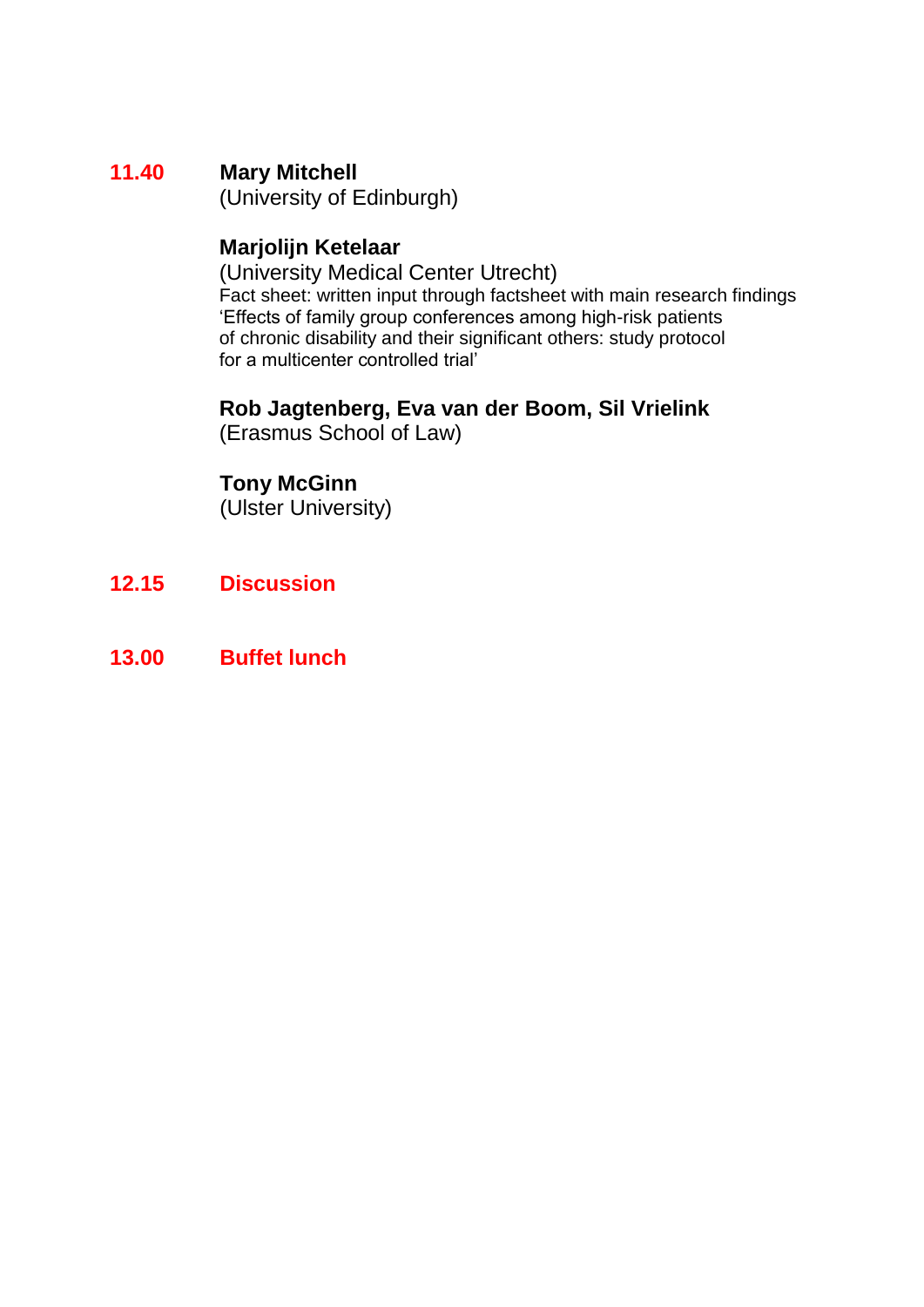**11.40** **Mary Mitchell**
(University of Edinburgh)

**Marjolijn Ketelaar**
(University Medical Center Utrecht)
Fact sheet: written input through factsheet with main research findings
'Effects of family group conferences among high-risk patients
of chronic disability and their significant others: study protocol
for a multicenter controlled trial'

**Rob Jagtenberg, Eva van der Boom, Sil Vrielink**
(Erasmus School of Law)

**Tony McGinn**
(Ulster University)

**12.15** **Discussion**

**13.00** **Buffet lunch**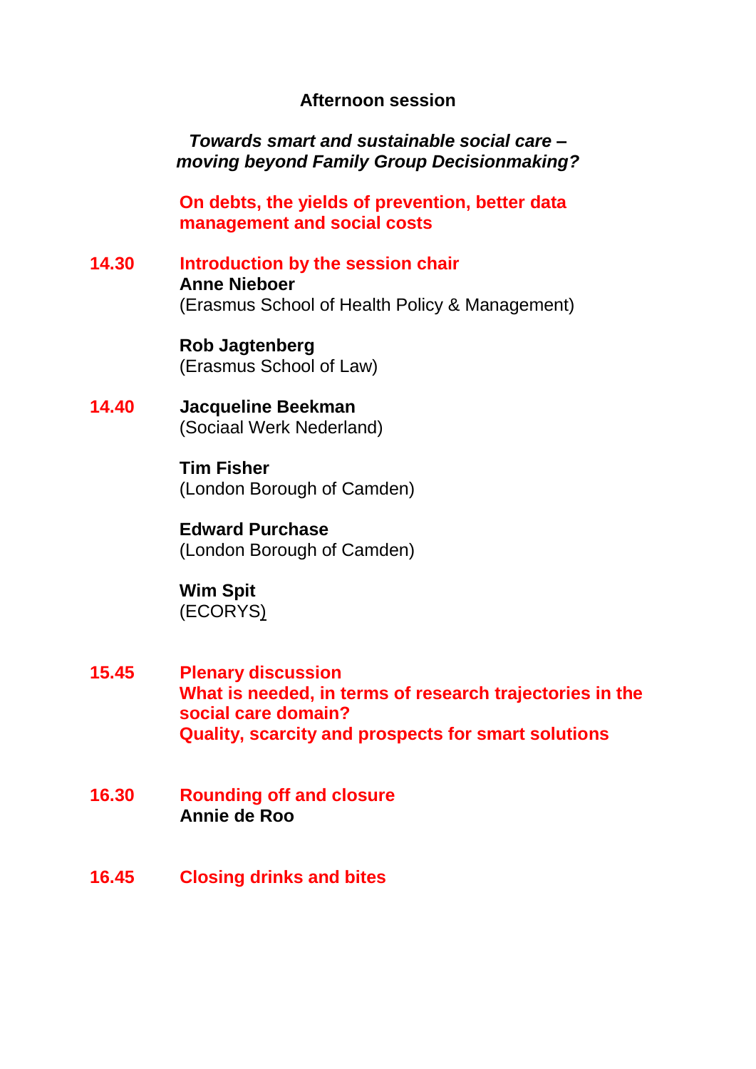## Afternoon session

***Towards smart and sustainable social care – moving beyond Family Group Decisionmaking?***

**On debts, the yields of prevention, better data management and social costs**

**14.30** **Introduction by the session chair**
**Anne Nieboer**
(Erasmus School of Health Policy & Management)

**Rob Jagtenberg**
(Erasmus School of Law)

**14.40** **Jacqueline Beekman**
(Sociaal Werk Nederland)

**Tim Fisher**
(London Borough of Camden)

**Edward Purchase**
(London Borough of Camden)

**Wim Spit**
(ECORYS)

**15.45** **Plenary discussion**
**What is needed, in terms of research trajectories in the social care domain?**
**Quality, scarcity and prospects for smart solutions**

**16.30** **Rounding off and closure**
**Annie de Roo**

**16.45** **Closing drinks and bites**